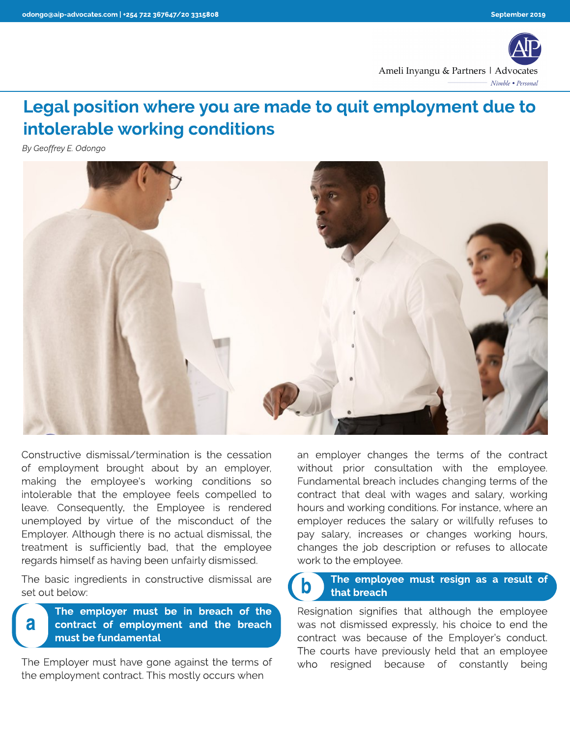Ameli Inyangu & Partners | Advocates

*Nimble • Personal*

# Legal position where you are made to quit employment due to intolerable working conditions

*By Geoffrey E. Odongo*

Constructive dismissal/termination is the cessation of employment brought about by an employer, making the employee's working conditions so intolerable that the employee feels compelled to leave. Consequently, the Employee is rendered unemployed by virtue of the misconduct of the Employer. Although there is no actual dismissal, the treatment is sufficiently bad, that the employee regards himself as having been unfairly dismissed.

The basic ingredients in constructive dismissal are set out below:

## a. The employer must be in breach of the contract of employment and the breach must be fundamental

The Employer must have gone against the terms of the employment contract. This mostly occurs when an employer changes the terms of the contract without prior consultation with the employee. Fundamental breach includes changing terms of the contract that deal with wages and salary, working hours and working conditions. For instance, where an employer reduces the salary or willfully refuses to pay salary, increases or changes working hours, changes the job description or refuses to allocate work to the employee.

## b. The employee must resign as a result of that breach

Resignation signifies that although the employee was not dismissed expressly, his choice to end the contract was because of the Employer's conduct. The courts have previously held that an employee who resigned because of constantly being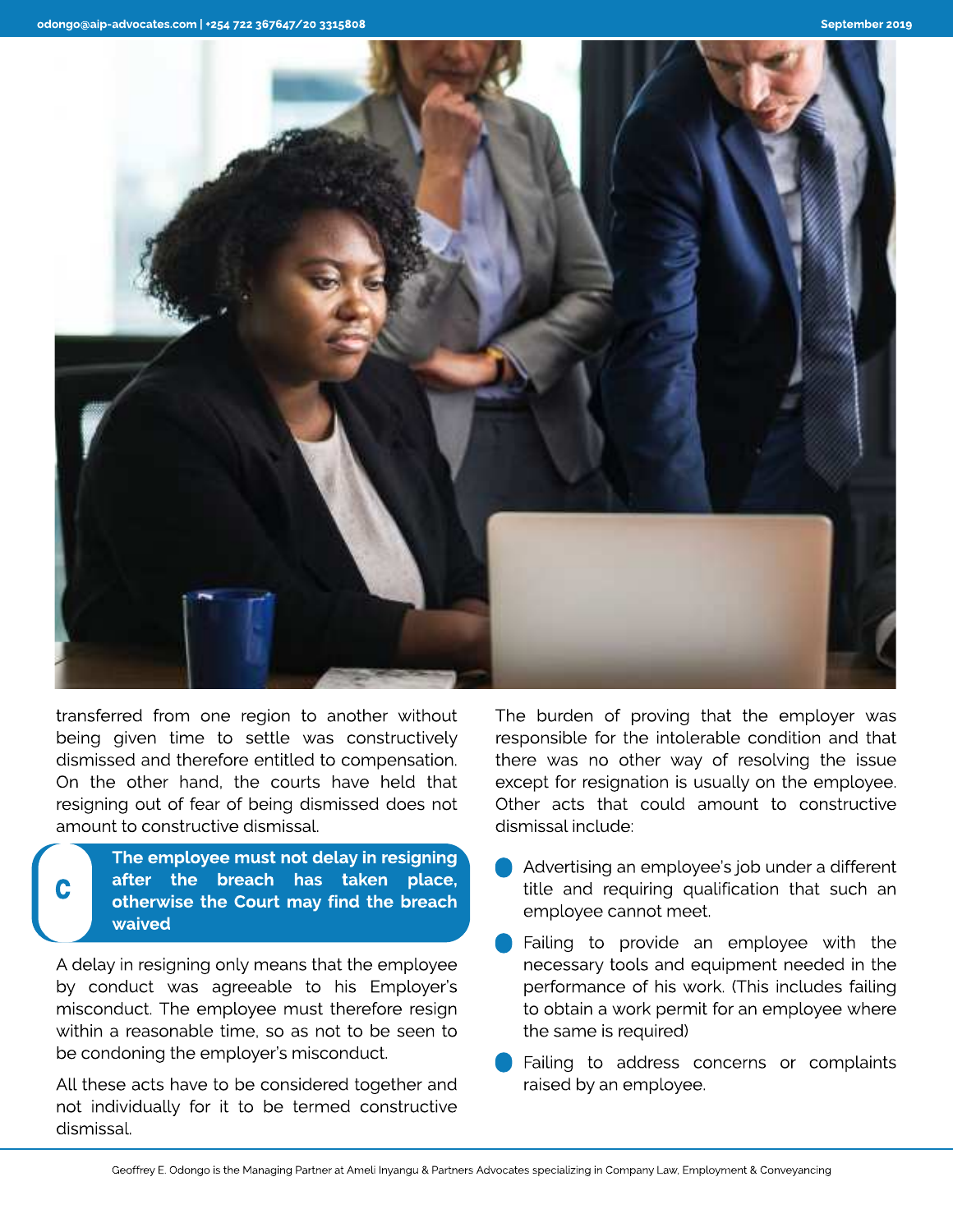transferred from one region to another without being given time to settle was constructively dismissed and therefore entitled to compensation. On the other hand, the courts have held that resigning out of fear of being dismissed does not amount to constructive dismissal.

**C** **The employee must not delay in resigning after the breach has taken place, otherwise the Court may find the breach waived**

A delay in resigning only means that the employee by conduct was agreeable to his Employer's misconduct. The employee must therefore resign within a reasonable time, so as not to be seen to be condoning the employer's misconduct.

All these acts have to be considered together and not individually for it to be termed constructive dismissal.

The burden of proving that the employer was responsible for the intolerable condition and that there was no other way of resolving the issue except for resignation is usually on the employee. Other acts that could amount to constructive dismissal include:

- Advertising an employee's job under a different title and requiring qualification that such an employee cannot meet.
- Failing to provide an employee with the necessary tools and equipment needed in the performance of his work. (This includes failing to obtain a work permit for an employee where the same is required)
- Failing to address concerns or complaints raised by an employee.

Geoffrey E. Odongo is the Managing Partner at Ameli Inyangu & Partners Advocates specializing in Company Law, Employment & Conveyancing